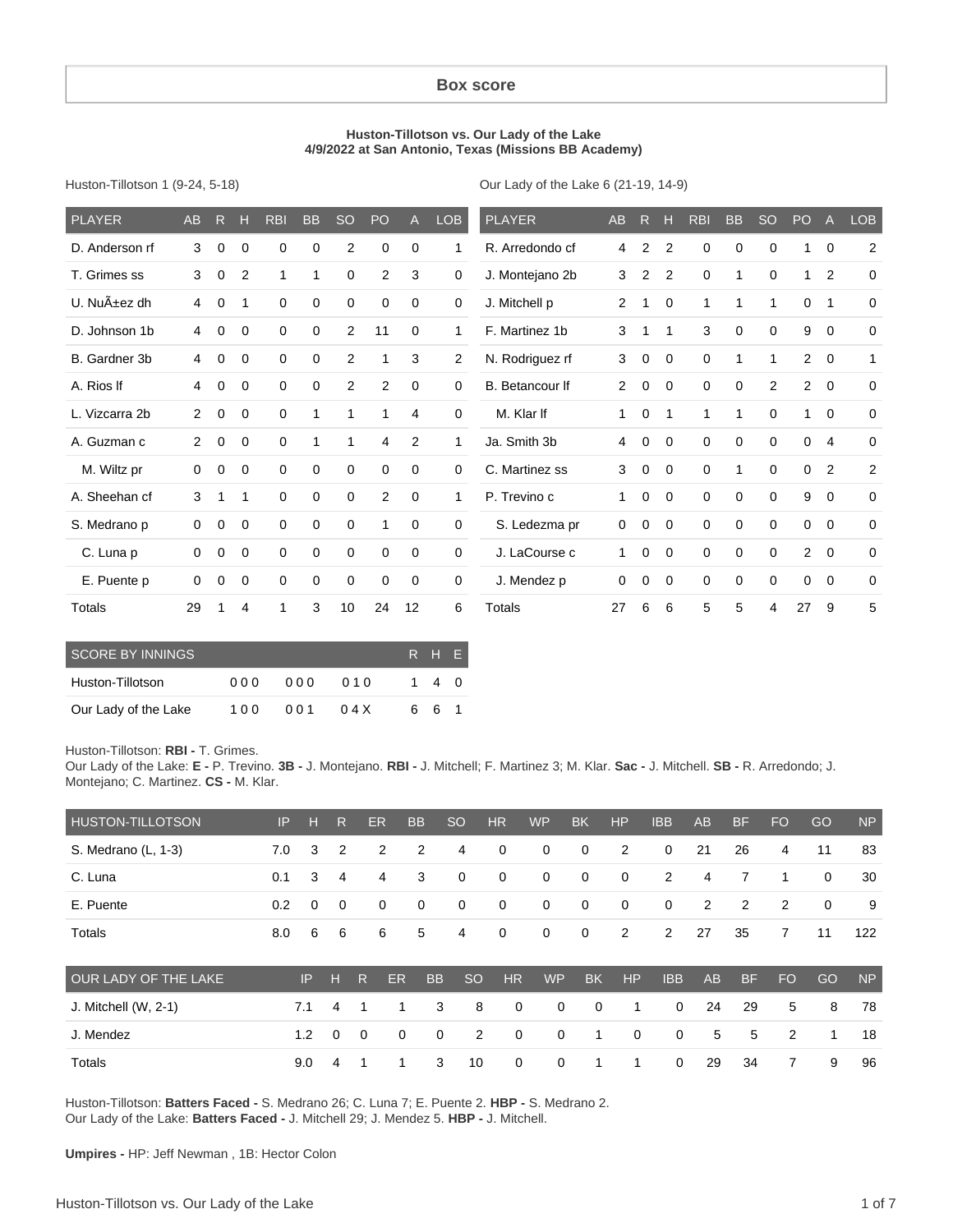# Box score

**Huston-Tillotson vs. Our Lady of the Lake**
**4/9/2022 at San Antonio, Texas (Missions BB Academy)**

Huston-Tillotson 1 (9-24, 5-18)

| PLAYER | AB | R | H | RBI | BB | SO | PO | A | LOB |
|---|---|---|---|---|---|---|---|---|---|
| D. Anderson rf | 3 | 0 | 0 | 0 | 0 | 2 | 0 | 0 | 1 |
| T. Grimes ss | 3 | 0 | 2 | 1 | 1 | 0 | 2 | 3 | 0 |
| U. NuÃ±ez dh | 4 | 0 | 1 | 0 | 0 | 0 | 0 | 0 | 0 |
| D. Johnson 1b | 4 | 0 | 0 | 0 | 0 | 2 | 11 | 0 | 1 |
| B. Gardner 3b | 4 | 0 | 0 | 0 | 0 | 2 | 1 | 3 | 2 |
| A. Rios lf | 4 | 0 | 0 | 0 | 0 | 2 | 2 | 0 | 0 |
| L. Vizcarra 2b | 2 | 0 | 0 | 0 | 1 | 1 | 1 | 4 | 0 |
| A. Guzman c | 2 | 0 | 0 | 0 | 1 | 1 | 4 | 2 | 1 |
| M. Wiltz pr | 0 | 0 | 0 | 0 | 0 | 0 | 0 | 0 | 0 |
| A. Sheehan cf | 3 | 1 | 1 | 0 | 0 | 0 | 2 | 0 | 1 |
| S. Medrano p | 0 | 0 | 0 | 0 | 0 | 0 | 1 | 0 | 0 |
| C. Luna p | 0 | 0 | 0 | 0 | 0 | 0 | 0 | 0 | 0 |
| E. Puente p | 0 | 0 | 0 | 0 | 0 | 0 | 0 | 0 | 0 |
| Totals | 29 | 1 | 4 | 1 | 3 | 10 | 24 | 12 | 6 |

Our Lady of the Lake 6 (21-19, 14-9)

| PLAYER | AB | R | H | RBI | BB | SO | PO | A | LOB |
|---|---|---|---|---|---|---|---|---|---|
| R. Arredondo cf | 4 | 2 | 2 | 0 | 0 | 0 | 1 | 0 | 2 |
| J. Montejano 2b | 3 | 2 | 2 | 0 | 1 | 0 | 1 | 2 | 0 |
| J. Mitchell p | 2 | 1 | 0 | 1 | 1 | 1 | 0 | 1 | 0 |
| F. Martinez 1b | 3 | 1 | 1 | 3 | 0 | 0 | 9 | 0 | 0 |
| N. Rodriguez rf | 3 | 0 | 0 | 0 | 1 | 1 | 2 | 0 | 1 |
| B. Betancour lf | 2 | 0 | 0 | 0 | 0 | 2 | 2 | 0 | 0 |
| M. Klar lf | 1 | 0 | 1 | 1 | 1 | 0 | 1 | 0 | 0 |
| Ja. Smith 3b | 4 | 0 | 0 | 0 | 0 | 0 | 0 | 4 | 0 |
| C. Martinez ss | 3 | 0 | 0 | 0 | 1 | 0 | 0 | 2 | 2 |
| P. Trevino c | 1 | 0 | 0 | 0 | 0 | 0 | 9 | 0 | 0 |
| S. Ledezma pr | 0 | 0 | 0 | 0 | 0 | 0 | 0 | 0 | 0 |
| J. LaCourse c | 1 | 0 | 0 | 0 | 0 | 0 | 2 | 0 | 0 |
| J. Mendez p | 0 | 0 | 0 | 0 | 0 | 0 | 0 | 0 | 0 |
| Totals | 27 | 6 | 6 | 5 | 5 | 4 | 27 | 9 | 5 |

| SCORE BY INNINGS | | | | R | H | E |
|---|---|---|---|---|---|---|
| Huston-Tillotson | 000 | 000 | 010 | 1 | 4 | 0 |
| Our Lady of the Lake | 100 | 001 | 04X | 6 | 6 | 1 |

Huston-Tillotson: **RBI -** T. Grimes.
Our Lady of the Lake: **E -** P. Trevino. **3B -** J. Montejano. **RBI -** J. Mitchell; F. Martinez 3; M. Klar. **Sac -** J. Mitchell. **SB -** R. Arredondo; J. Montejano; C. Martinez. **CS -** M. Klar.

| HUSTON-TILLOTSON | IP | H | R | ER | BB | SO | HR | WP | BK | HP | IBB | AB | BF | FO | GO | NP |
|---|---|---|---|---|---|---|---|---|---|---|---|---|---|---|---|---|
| S. Medrano (L, 1-3) | 7.0 | 3 | 2 | 2 | 2 | 4 | 0 | 0 | 0 | 2 | 0 | 21 | 26 | 4 | 11 | 83 |
| C. Luna | 0.1 | 3 | 4 | 4 | 3 | 0 | 0 | 0 | 0 | 0 | 2 | 4 | 7 | 1 | 0 | 30 |
| E. Puente | 0.2 | 0 | 0 | 0 | 0 | 0 | 0 | 0 | 0 | 0 | 0 | 2 | 2 | 2 | 0 | 9 |
| Totals | 8.0 | 6 | 6 | 6 | 5 | 4 | 0 | 0 | 0 | 2 | 2 | 27 | 35 | 7 | 11 | 122 |

| OUR LADY OF THE LAKE | IP | H | R | ER | BB | SO | HR | WP | BK | HP | IBB | AB | BF | FO | GO | NP |
|---|---|---|---|---|---|---|---|---|---|---|---|---|---|---|---|---|
| J. Mitchell (W, 2-1) | 7.1 | 4 | 1 | 1 | 3 | 8 | 0 | 0 | 0 | 1 | 0 | 24 | 29 | 5 | 8 | 78 |
| J. Mendez | 1.2 | 0 | 0 | 0 | 0 | 2 | 0 | 0 | 1 | 0 | 0 | 5 | 5 | 2 | 1 | 18 |
| Totals | 9.0 | 4 | 1 | 1 | 3 | 10 | 0 | 0 | 1 | 1 | 0 | 29 | 34 | 7 | 9 | 96 |

Huston-Tillotson: **Batters Faced -** S. Medrano 26; C. Luna 7; E. Puente 2. **HBP -** S. Medrano 2.
Our Lady of the Lake: **Batters Faced -** J. Mitchell 29; J. Mendez 5. **HBP -** J. Mitchell.

**Umpires -** HP: Jeff Newman , 1B: Hector Colon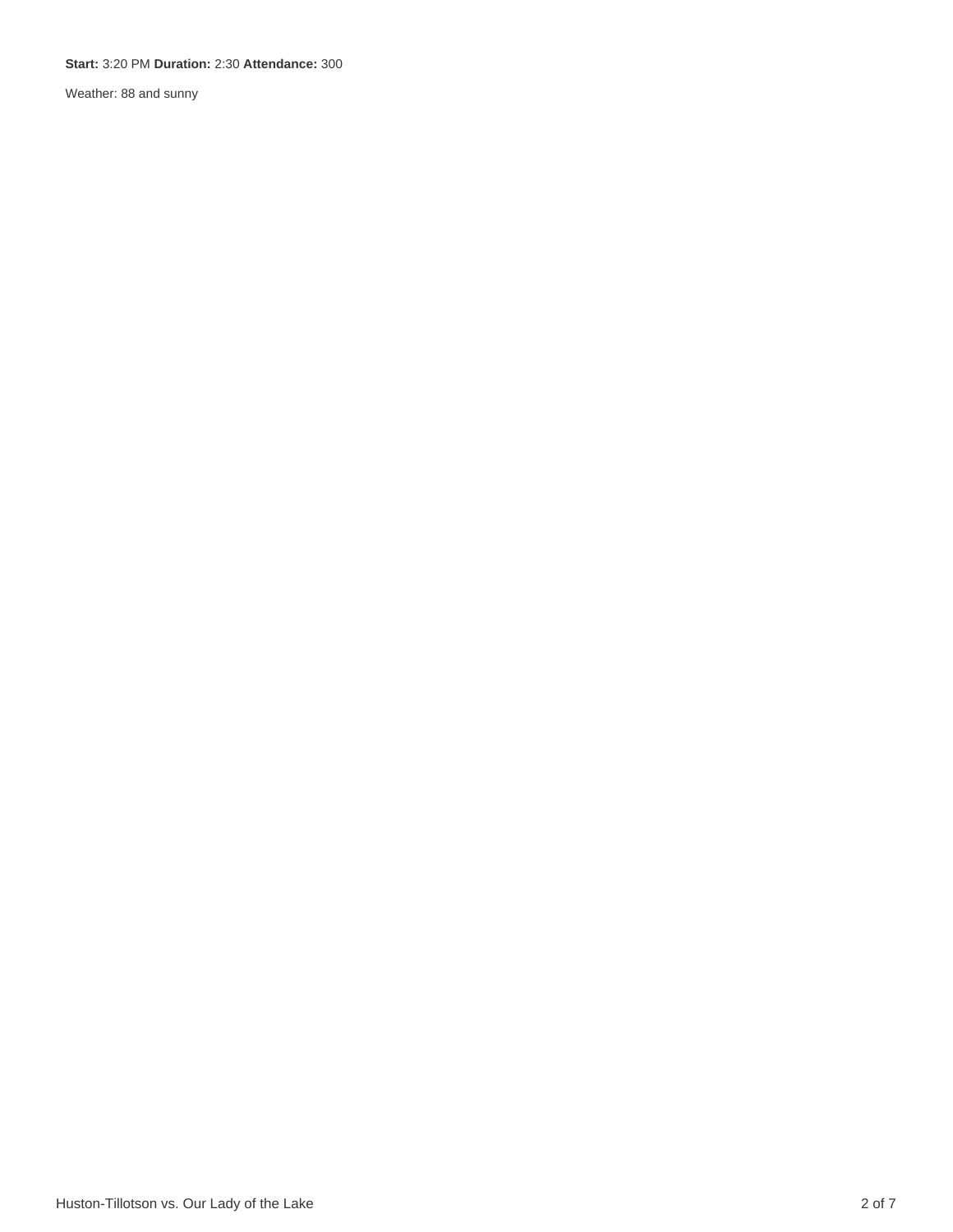**Start:** 3:20 PM **Duration:** 2:30 **Attendance:** 300

Weather: 88 and sunny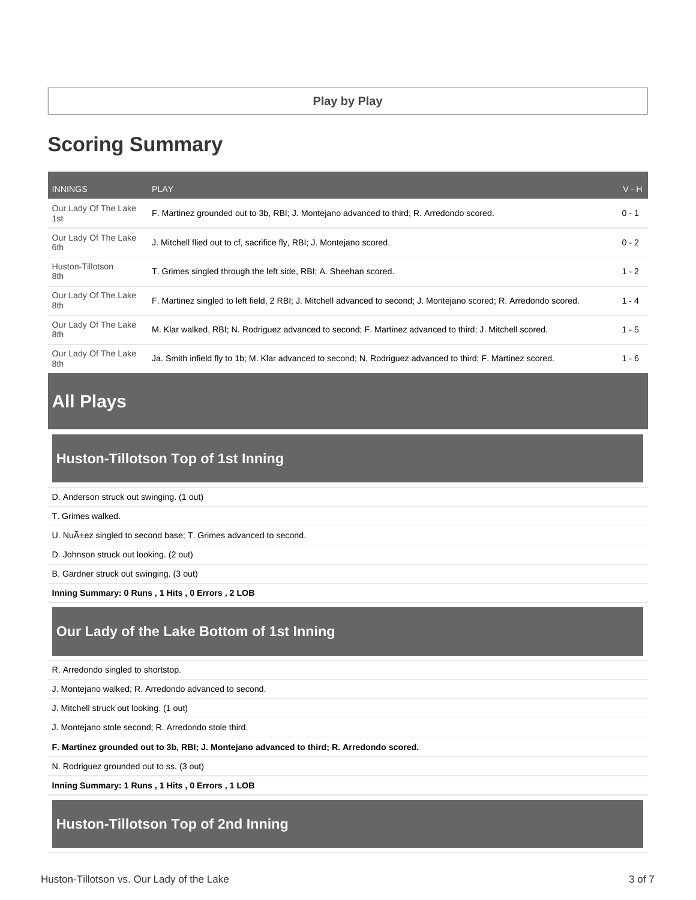**Play by Play**

# Scoring Summary

| INNINGS | PLAY | V - H |
| --- | --- | --- |
| Our Lady Of The Lake 1st | F. Martinez grounded out to 3b, RBI; J. Montejano advanced to third; R. Arredondo scored. | 0 - 1 |
| Our Lady Of The Lake 6th | J. Mitchell flied out to cf, sacrifice fly, RBI; J. Montejano scored. | 0 - 2 |
| Huston-Tillotson 8th | T. Grimes singled through the left side, RBI; A. Sheehan scored. | 1 - 2 |
| Our Lady Of The Lake 8th | F. Martinez singled to left field, 2 RBI; J. Mitchell advanced to second; J. Montejano scored; R. Arredondo scored. | 1 - 4 |
| Our Lady Of The Lake 8th | M. Klar walked, RBI; N. Rodriguez advanced to second; F. Martinez advanced to third; J. Mitchell scored. | 1 - 5 |
| Our Lady Of The Lake 8th | Ja. Smith infield fly to 1b; M. Klar advanced to second; N. Rodriguez advanced to third; F. Martinez scored. | 1 - 6 |

## All Plays

### Huston-Tillotson Top of 1st Inning

D. Anderson struck out swinging. (1 out)

T. Grimes walked.

U. NuÃ±ez singled to second base; T. Grimes advanced to second.

D. Johnson struck out looking. (2 out)

B. Gardner struck out swinging. (3 out)

**Inning Summary: 0 Runs , 1 Hits , 0 Errors , 2 LOB**

### Our Lady of the Lake Bottom of 1st Inning

R. Arredondo singled to shortstop.

J. Montejano walked; R. Arredondo advanced to second.

J. Mitchell struck out looking. (1 out)

J. Montejano stole second; R. Arredondo stole third.

**F. Martinez grounded out to 3b, RBI; J. Montejano advanced to third; R. Arredondo scored.**

N. Rodriguez grounded out to ss. (3 out)

**Inning Summary: 1 Runs , 1 Hits , 0 Errors , 1 LOB**

### Huston-Tillotson Top of 2nd Inning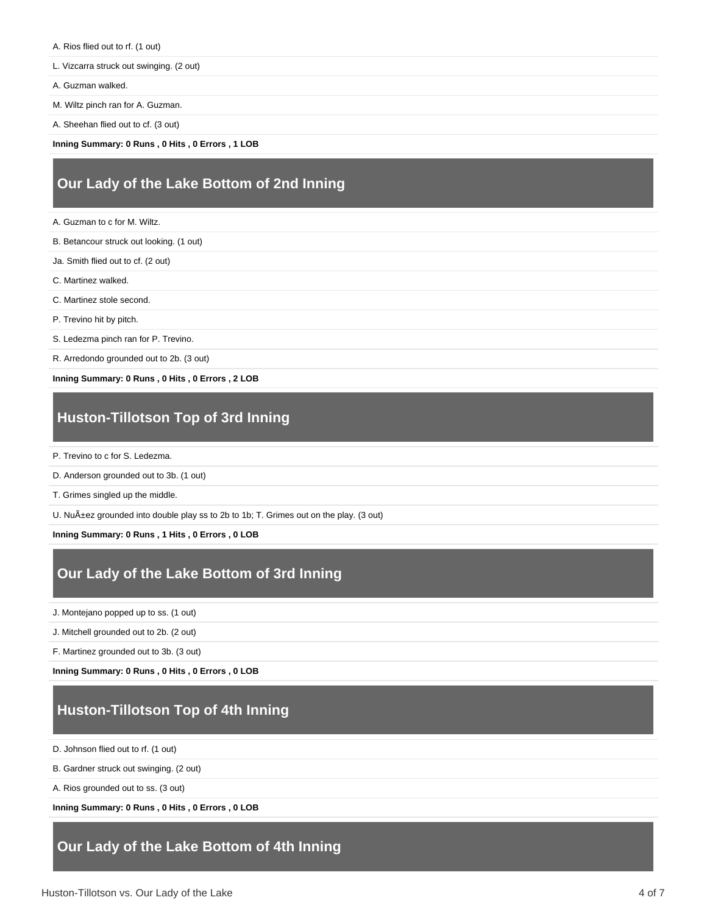A. Rios flied out to rf. (1 out)

L. Vizcarra struck out swinging. (2 out)

A. Guzman walked.

M. Wiltz pinch ran for A. Guzman.

A. Sheehan flied out to cf. (3 out)

**Inning Summary: 0 Runs , 0 Hits , 0 Errors , 1 LOB**

## Our Lady of the Lake Bottom of 2nd Inning

A. Guzman to c for M. Wiltz.

B. Betancour struck out looking. (1 out)

Ja. Smith flied out to cf. (2 out)

C. Martinez walked.

C. Martinez stole second.

P. Trevino hit by pitch.

S. Ledezma pinch ran for P. Trevino.

R. Arredondo grounded out to 2b. (3 out)

**Inning Summary: 0 Runs , 0 Hits , 0 Errors , 2 LOB**

## Huston-Tillotson Top of 3rd Inning

P. Trevino to c for S. Ledezma.

D. Anderson grounded out to 3b. (1 out)

T. Grimes singled up the middle.

U. NuÃ±ez grounded into double play ss to 2b to 1b; T. Grimes out on the play. (3 out)

**Inning Summary: 0 Runs , 1 Hits , 0 Errors , 0 LOB**

## Our Lady of the Lake Bottom of 3rd Inning

J. Montejano popped up to ss. (1 out)

J. Mitchell grounded out to 2b. (2 out)

F. Martinez grounded out to 3b. (3 out)

**Inning Summary: 0 Runs , 0 Hits , 0 Errors , 0 LOB**

## Huston-Tillotson Top of 4th Inning

D. Johnson flied out to rf. (1 out)

B. Gardner struck out swinging. (2 out)

A. Rios grounded out to ss. (3 out)

**Inning Summary: 0 Runs , 0 Hits , 0 Errors , 0 LOB**

## Our Lady of the Lake Bottom of 4th Inning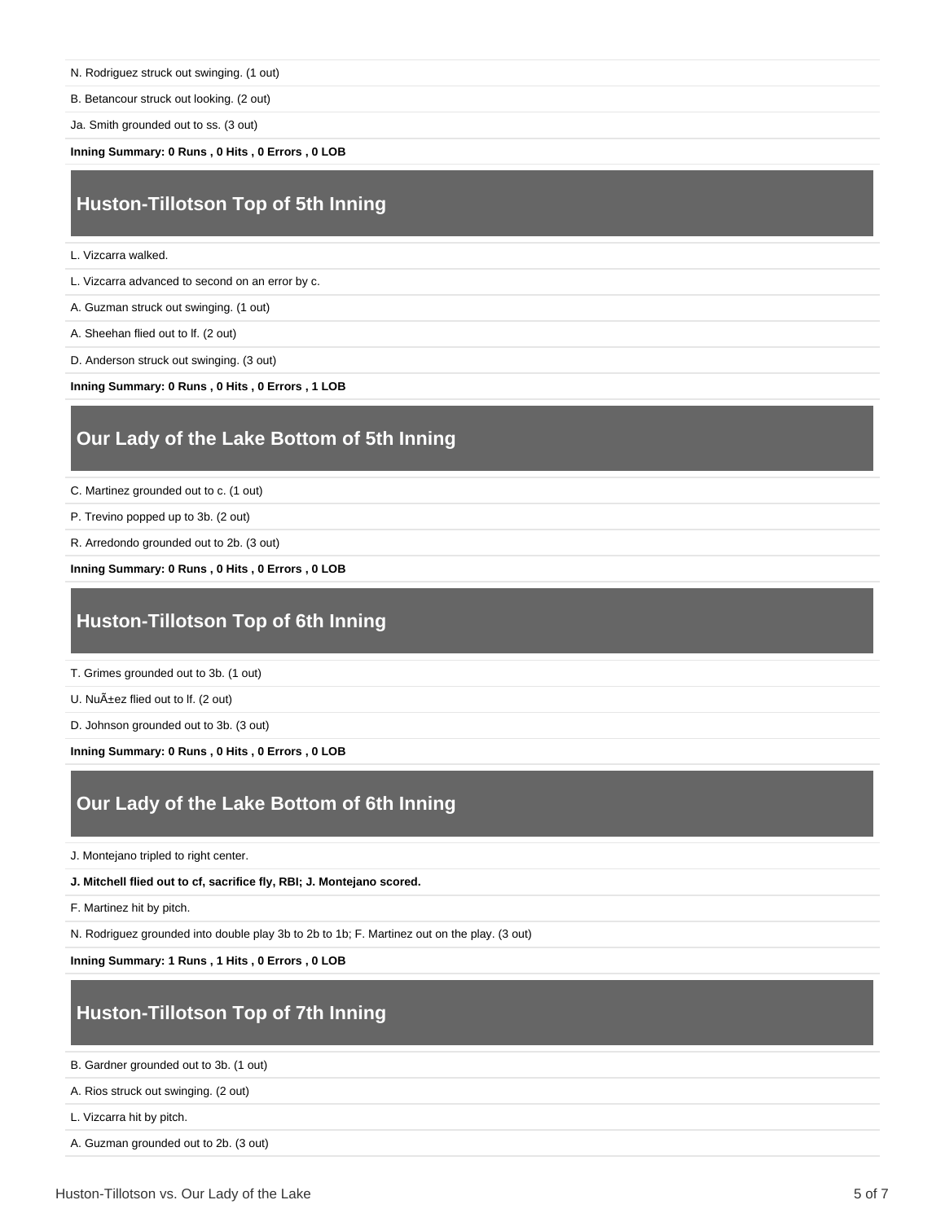N. Rodriguez struck out swinging. (1 out)

B. Betancour struck out looking. (2 out)

Ja. Smith grounded out to ss. (3 out)

**Inning Summary: 0 Runs , 0 Hits , 0 Errors , 0 LOB**

## Huston-Tillotson Top of 5th Inning

L. Vizcarra walked.

L. Vizcarra advanced to second on an error by c.

A. Guzman struck out swinging. (1 out)

A. Sheehan flied out to lf. (2 out)

D. Anderson struck out swinging. (3 out)

**Inning Summary: 0 Runs , 0 Hits , 0 Errors , 1 LOB**

## Our Lady of the Lake Bottom of 5th Inning

C. Martinez grounded out to c. (1 out)

P. Trevino popped up to 3b. (2 out)

R. Arredondo grounded out to 2b. (3 out)

**Inning Summary: 0 Runs , 0 Hits , 0 Errors , 0 LOB**

## Huston-Tillotson Top of 6th Inning

T. Grimes grounded out to 3b. (1 out)

U. NuÃ±ez flied out to lf. (2 out)

D. Johnson grounded out to 3b. (3 out)

**Inning Summary: 0 Runs , 0 Hits , 0 Errors , 0 LOB**

## Our Lady of the Lake Bottom of 6th Inning

J. Montejano tripled to right center.

**J. Mitchell flied out to cf, sacrifice fly, RBI; J. Montejano scored.**

F. Martinez hit by pitch.

N. Rodriguez grounded into double play 3b to 2b to 1b; F. Martinez out on the play. (3 out)

**Inning Summary: 1 Runs , 1 Hits , 0 Errors , 0 LOB**

## Huston-Tillotson Top of 7th Inning

B. Gardner grounded out to 3b. (1 out)

A. Rios struck out swinging. (2 out)

L. Vizcarra hit by pitch.

A. Guzman grounded out to 2b. (3 out)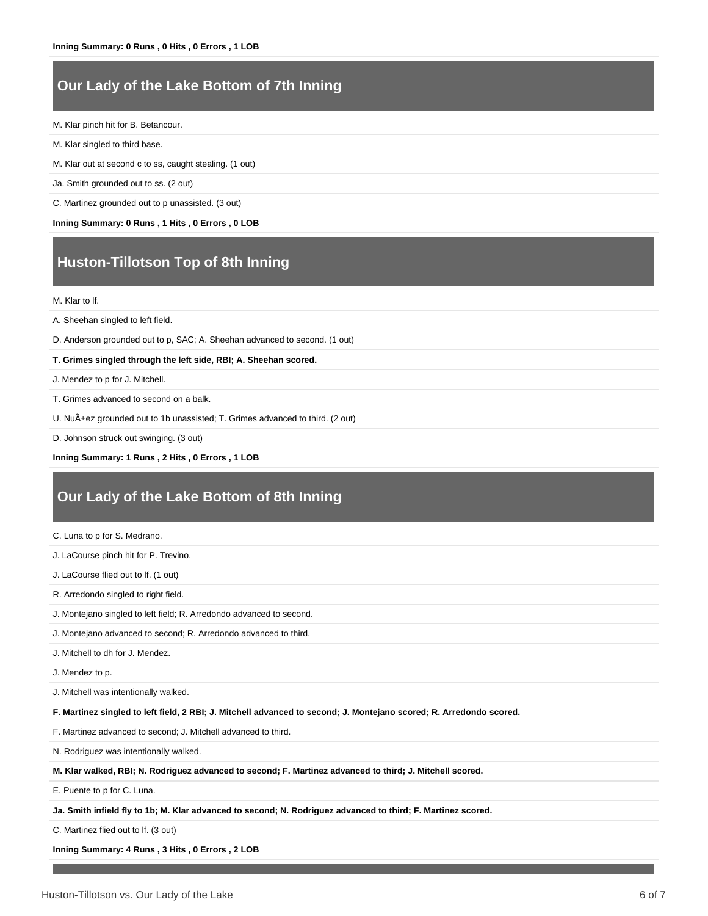**Inning Summary: 0 Runs , 0 Hits , 0 Errors , 1 LOB**

## Our Lady of the Lake Bottom of 7th Inning

M. Klar pinch hit for B. Betancour.

M. Klar singled to third base.

M. Klar out at second c to ss, caught stealing. (1 out)

Ja. Smith grounded out to ss. (2 out)

C. Martinez grounded out to p unassisted. (3 out)

**Inning Summary: 0 Runs , 1 Hits , 0 Errors , 0 LOB**

## Huston-Tillotson Top of 8th Inning

M. Klar to lf.

A. Sheehan singled to left field.

D. Anderson grounded out to p, SAC; A. Sheehan advanced to second. (1 out)

**T. Grimes singled through the left side, RBI; A. Sheehan scored.**

J. Mendez to p for J. Mitchell.

T. Grimes advanced to second on a balk.

U. NuÃ±ez grounded out to 1b unassisted; T. Grimes advanced to third. (2 out)

D. Johnson struck out swinging. (3 out)

**Inning Summary: 1 Runs , 2 Hits , 0 Errors , 1 LOB**

## Our Lady of the Lake Bottom of 8th Inning

C. Luna to p for S. Medrano.

J. LaCourse pinch hit for P. Trevino.

J. LaCourse flied out to lf. (1 out)

R. Arredondo singled to right field.

J. Montejano singled to left field; R. Arredondo advanced to second.

J. Montejano advanced to second; R. Arredondo advanced to third.

J. Mitchell to dh for J. Mendez.

J. Mendez to p.

J. Mitchell was intentionally walked.

**F. Martinez singled to left field, 2 RBI; J. Mitchell advanced to second; J. Montejano scored; R. Arredondo scored.**

F. Martinez advanced to second; J. Mitchell advanced to third.

N. Rodriguez was intentionally walked.

**M. Klar walked, RBI; N. Rodriguez advanced to second; F. Martinez advanced to third; J. Mitchell scored.**

E. Puente to p for C. Luna.

**Ja. Smith infield fly to 1b; M. Klar advanced to second; N. Rodriguez advanced to third; F. Martinez scored.**

C. Martinez flied out to lf. (3 out)

**Inning Summary: 4 Runs , 3 Hits , 0 Errors , 2 LOB**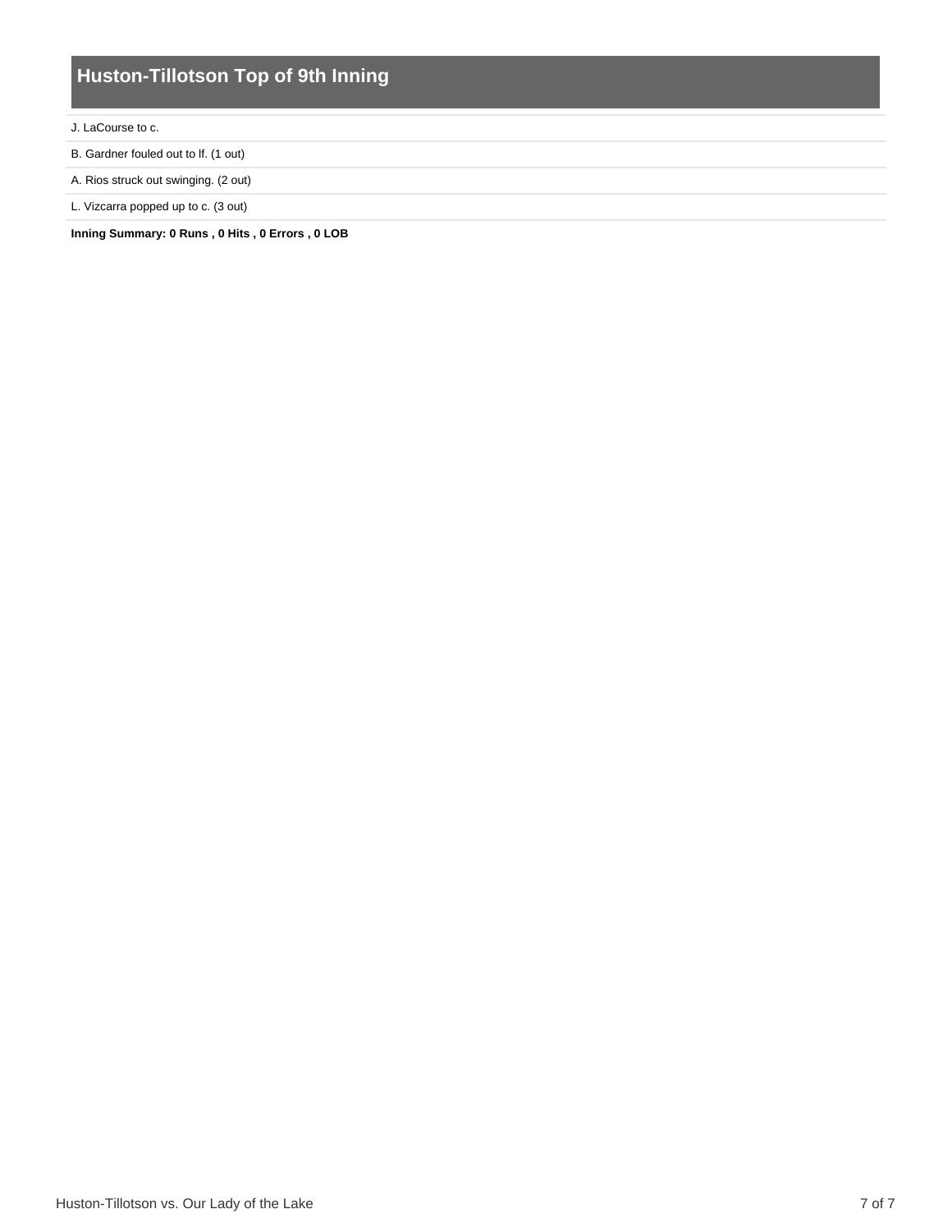## Huston-Tillotson Top of 9th Inning

J. LaCourse to c.

B. Gardner fouled out to lf. (1 out)

A. Rios struck out swinging. (2 out)

L. Vizcarra popped up to c. (3 out)

**Inning Summary: 0 Runs , 0 Hits , 0 Errors , 0 LOB**